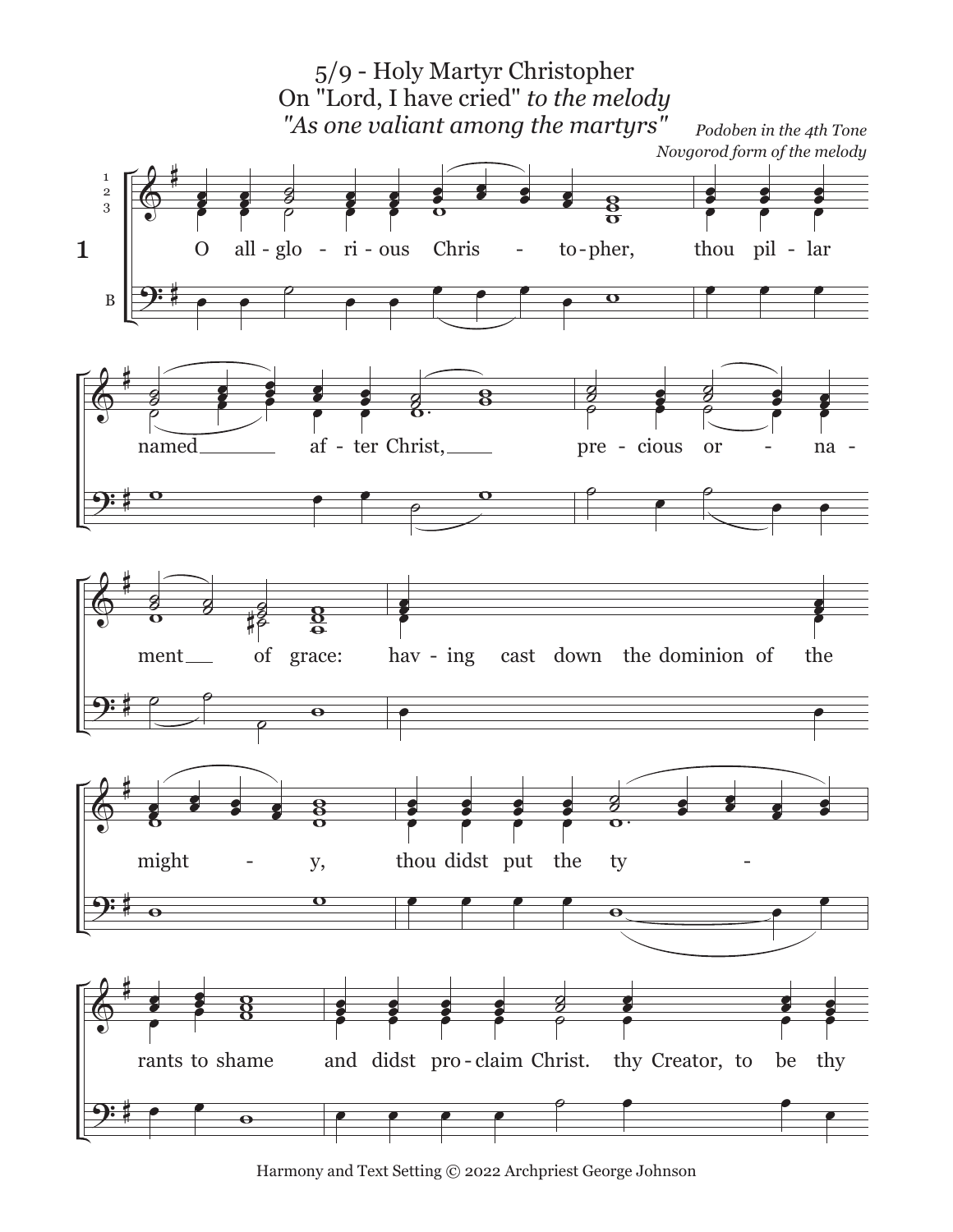# 5/9 - Holy Martyr Christopher

On "Lord, I have cried" *to the melody*
*"As one valiant among the martyrs"*

*Podoben in the 4th Tone*
*Novgorod form of the melody*

1

O all-glo-ri-ous Chris-to-pher, thou pil-lar named after Christ, precious or-na-ment of grace: hav-ing cast down the dominion of the might-y, thou didst put the ty-rants to shame and didst pro-claim Christ. thy Creator, to be thy

Harmony and Text Setting © 2022 Archpriest George Johnson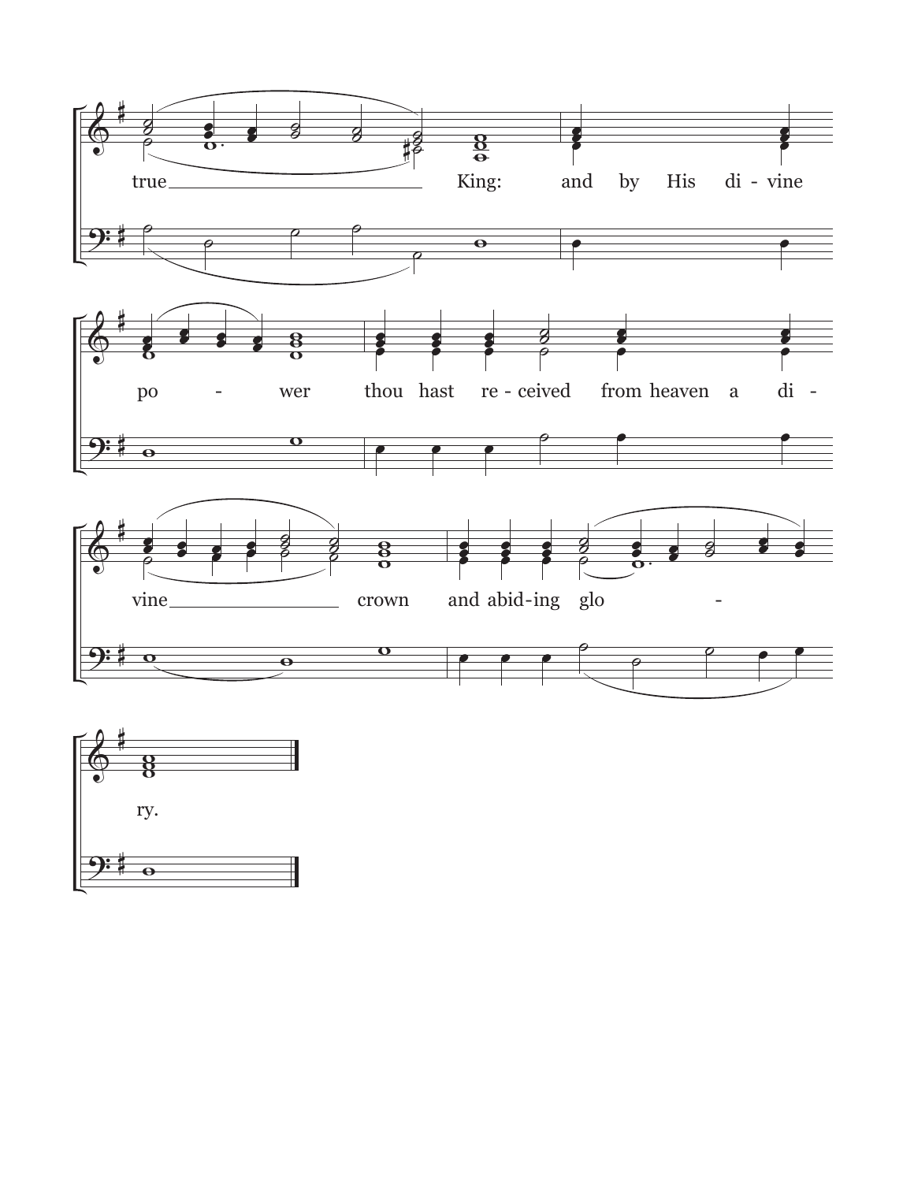true King: and by His di - vine

po - wer thou hast re - ceived from heaven a di -

vine crown and abid - ing glo - ry.